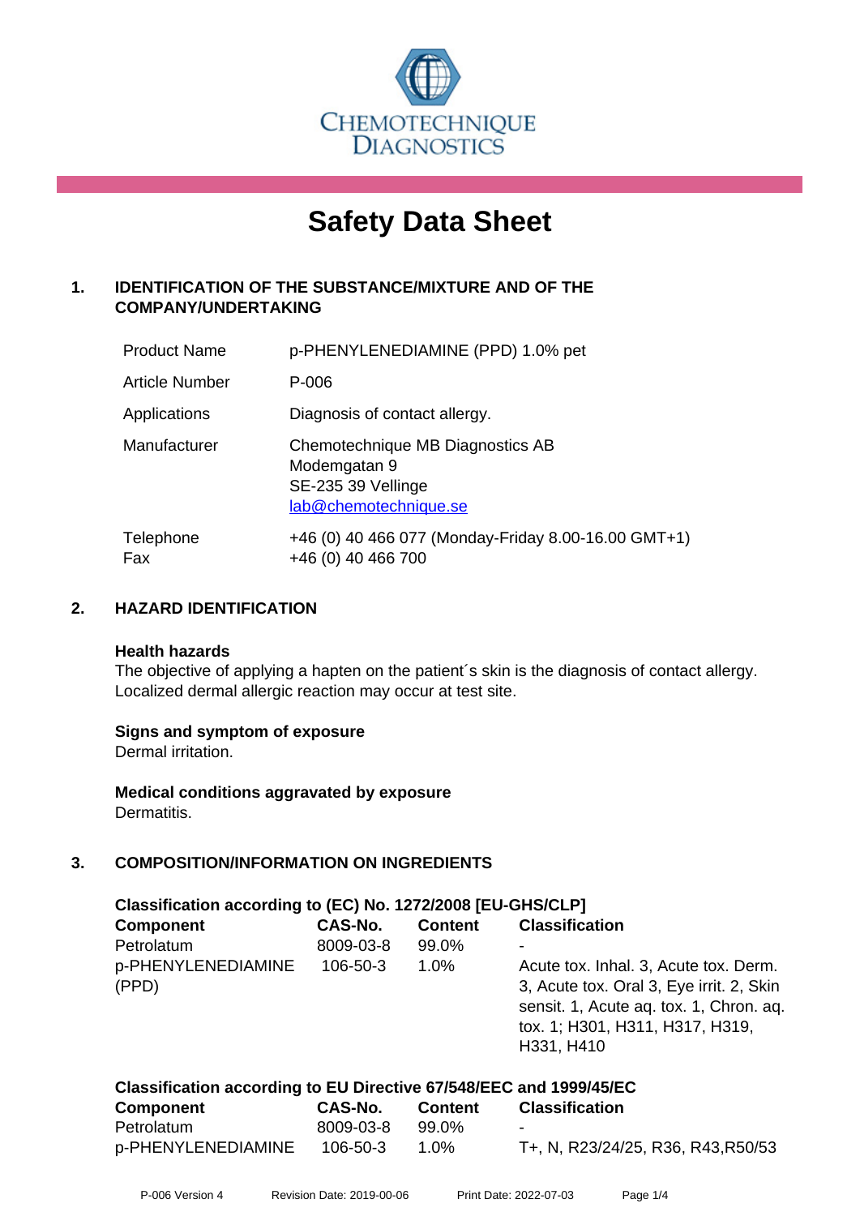CHEMOTECHNIQUE DIAGNOSTICS

# Safety Data Sheet

## 1. IDENTIFICATION OF THE SUBSTANCE/MIXTURE AND OF THE COMPANY/UNDERTAKING

| | |
|---|---|
| Product Name | p-PHENYLENEDIAMINE (PPD) 1.0% pet |
| Article Number | P-006 |
| Applications | Diagnosis of contact allergy. |
| Manufacturer | Chemotechnique MB Diagnostics AB<br>Modemgatan 9<br>SE-235 39 Vellinge<br>lab@chemotechnique.se |
| Telephone<br>Fax | +46 (0) 40 466 077 (Monday-Friday 8.00-16.00 GMT+1)<br>+46 (0) 40 466 700 |

## 2. HAZARD IDENTIFICATION

**Health hazards**

The objective of applying a hapten on the patient´s skin is the diagnosis of contact allergy. Localized dermal allergic reaction may occur at test site.

**Signs and symptom of exposure**

Dermal irritation.

**Medical conditions aggravated by exposure**

Dermatitis.

## 3. COMPOSITION/INFORMATION ON INGREDIENTS

**Classification according to (EC) No. 1272/2008 [EU-GHS/CLP]**

| Component | CAS-No. | Content | Classification |
|---|---|---|---|
| Petrolatum | 8009-03-8 | 99.0% | - |
| p-PHENYLENEDIAMINE (PPD) | 106-50-3 | 1.0% | Acute tox. Inhal. 3, Acute tox. Derm. 3, Acute tox. Oral 3, Eye irrit. 2, Skin sensit. 1, Acute aq. tox. 1, Chron. aq. tox. 1; H301, H311, H317, H319, H331, H410 |

**Classification according to EU Directive 67/548/EEC and 1999/45/EC**

| Component | CAS-No. | Content | Classification |
|---|---|---|---|
| Petrolatum | 8009-03-8 | 99.0% | - |
| p-PHENYLENEDIAMINE | 106-50-3 | 1.0% | T+, N, R23/24/25, R36, R43,R50/53 |

P-006 Version 4 Revision Date: 2019-00-06 Print Date: 2022-07-03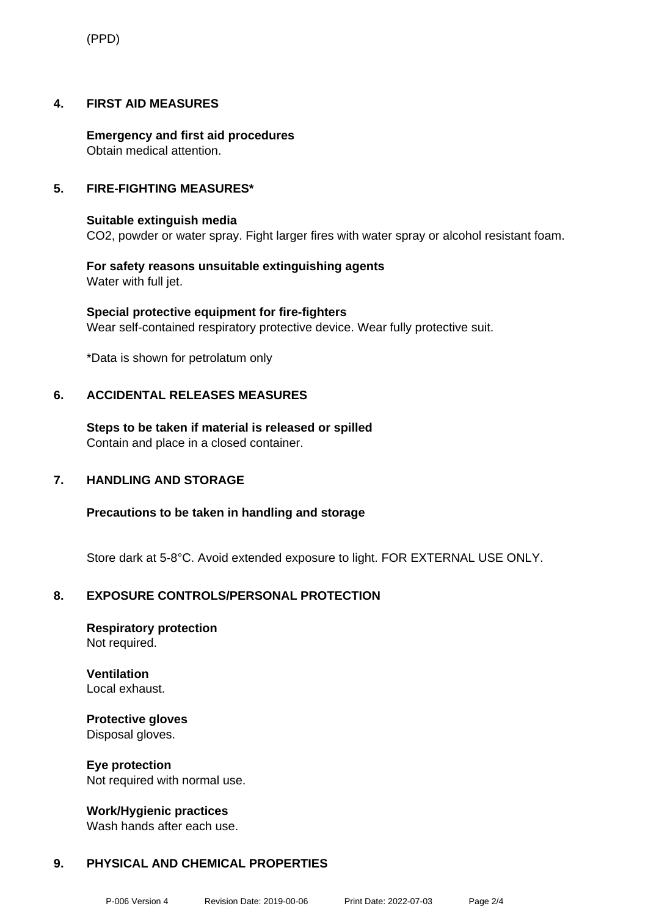(PPD)

## 4. FIRST AID MEASURES

**Emergency and first aid procedures**
Obtain medical attention.

## 5. FIRE-FIGHTING MEASURES*

**Suitable extinguish media**
$CO_2$, powder or water spray. Fight larger fires with water spray or alcohol resistant foam.

**For safety reasons unsuitable extinguishing agents**
Water with full jet.

**Special protective equipment for fire-fighters**
Wear self-contained respiratory protective device. Wear fully protective suit.

*Data is shown for petrolatum only

## 6. ACCIDENTAL RELEASES MEASURES

**Steps to be taken if material is released or spilled**
Contain and place in a closed container.

## 7. HANDLING AND STORAGE

**Precautions to be taken in handling and storage**

Store dark at 5-8°C. Avoid extended exposure to light. FOR EXTERNAL USE ONLY.

## 8. EXPOSURE CONTROLS/PERSONAL PROTECTION

**Respiratory protection**
Not required.

**Ventilation**
Local exhaust.

**Protective gloves**
Disposal gloves.

**Eye protection**
Not required with normal use.

**Work/Hygienic practices**
Wash hands after each use.

## 9. PHYSICAL AND CHEMICAL PROPERTIES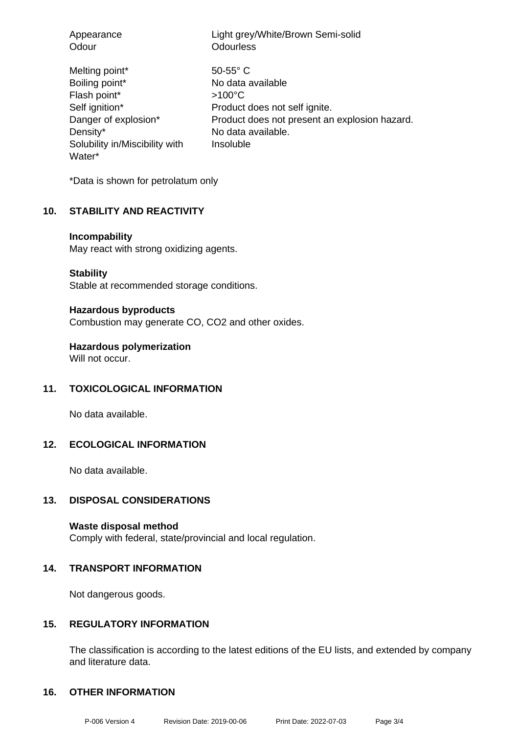| | |
|---|---|
| Appearance | Light grey/White/Brown Semi-solid |
| Odour | Odourless |
| Melting point* | 50-55° C |
| Boiling point* | No data available |
| Flash point* | >100°C |
| Self ignition* | Product does not self ignite. |
| Danger of explosion* | Product does not present an explosion hazard. |
| Density* | No data available. |
| Solubility in/Miscibility with Water* | Insoluble |

*Data is shown for petrolatum only

## 10. STABILITY AND REACTIVITY

**Incompability**
May react with strong oxidizing agents.

**Stability**
Stable at recommended storage conditions.

**Hazardous byproducts**
Combustion may generate CO, $CO_2$ and other oxides.

**Hazardous polymerization**
Will not occur.

## 11. TOXICOLOGICAL INFORMATION

No data available.

## 12. ECOLOGICAL INFORMATION

No data available.

## 13. DISPOSAL CONSIDERATIONS

**Waste disposal method**
Comply with federal, state/provincial and local regulation.

## 14. TRANSPORT INFORMATION

Not dangerous goods.

## 15. REGULATORY INFORMATION

The classification is according to the latest editions of the EU lists, and extended by company and literature data.

## 16. OTHER INFORMATION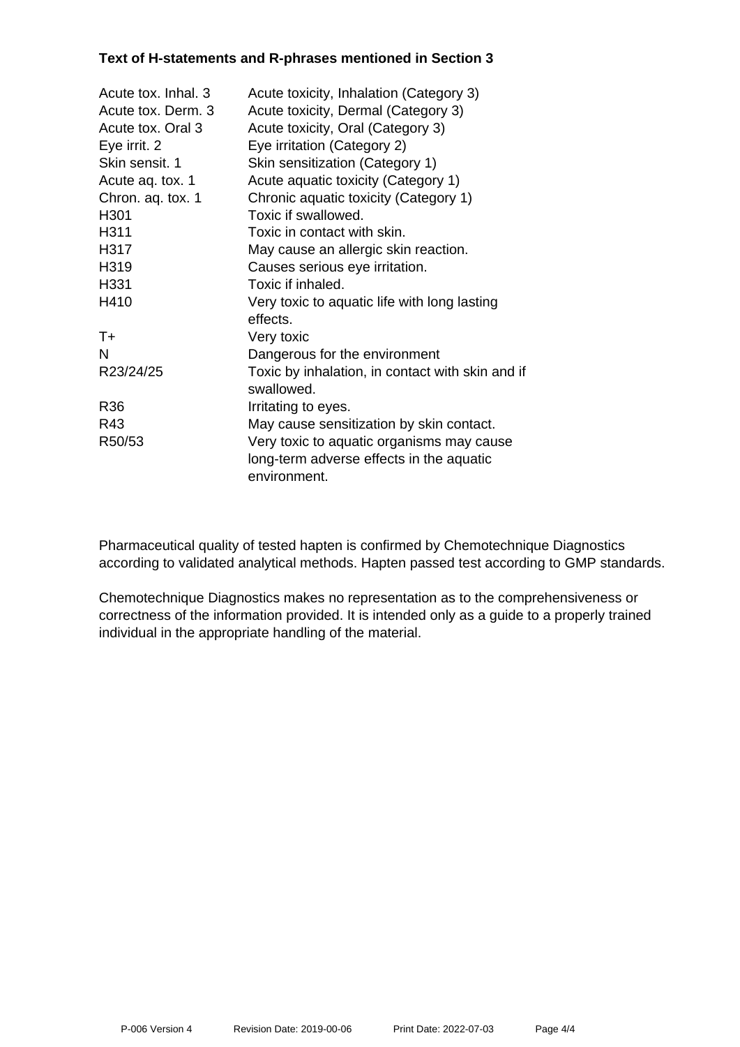**Text of H-statements and R-phrases mentioned in Section 3**

| | |
|---|---|
| Acute tox. Inhal. 3 | Acute toxicity, Inhalation (Category 3) |
| Acute tox. Derm. 3 | Acute toxicity, Dermal (Category 3) |
| Acute tox. Oral 3 | Acute toxicity, Oral (Category 3) |
| Eye irrit. 2 | Eye irritation (Category 2) |
| Skin sensit. 1 | Skin sensitization (Category 1) |
| Acute aq. tox. 1 | Acute aquatic toxicity (Category 1) |
| Chron. aq. tox. 1 | Chronic aquatic toxicity (Category 1) |
| H301 | Toxic if swallowed. |
| H311 | Toxic in contact with skin. |
| H317 | May cause an allergic skin reaction. |
| H319 | Causes serious eye irritation. |
| H331 | Toxic if inhaled. |
| H410 | Very toxic to aquatic life with long lasting effects. |
| T+ | Very toxic |
| N | Dangerous for the environment |
| R23/24/25 | Toxic by inhalation, in contact with skin and if swallowed. |
| R36 | Irritating to eyes. |
| R43 | May cause sensitization by skin contact. |
| R50/53 | Very toxic to aquatic organisms may cause long-term adverse effects in the aquatic environment. |

Pharmaceutical quality of tested hapten is confirmed by Chemotechnique Diagnostics according to validated analytical methods. Hapten passed test according to GMP standards.

Chemotechnique Diagnostics makes no representation as to the comprehensiveness or correctness of the information provided. It is intended only as a guide to a properly trained individual in the appropriate handling of the material.

P-006 Version 4 Revision Date: 2019-00-06 Print Date: 2022-07-03